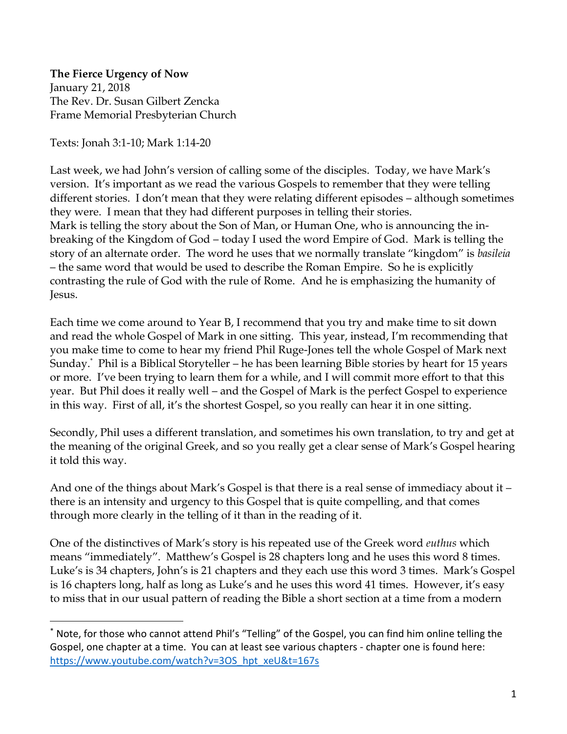**The Fierce Urgency of Now**
January 21, 2018
The Rev. Dr. Susan Gilbert Zencka
Frame Memorial Presbyterian Church

Texts: Jonah 3:1-10; Mark 1:14-20

Last week, we had John's version of calling some of the disciples. Today, we have Mark's version. It's important as we read the various Gospels to remember that they were telling different stories. I don't mean that they were relating different episodes – although sometimes they were. I mean that they had different purposes in telling their stories.
Mark is telling the story about the Son of Man, or Human One, who is announcing the in-breaking of the Kingdom of God – today I used the word Empire of God. Mark is telling the story of an alternate order. The word he uses that we normally translate "kingdom" is *basileia* – the same word that would be used to describe the Roman Empire. So he is explicitly contrasting the rule of God with the rule of Rome. And he is emphasizing the humanity of Jesus.

Each time we come around to Year B, I recommend that you try and make time to sit down and read the whole Gospel of Mark in one sitting. This year, instead, I'm recommending that you make time to come to hear my friend Phil Ruge-Jones tell the whole Gospel of Mark next Sunday.* Phil is a Biblical Storyteller – he has been learning Bible stories by heart for 15 years or more. I've been trying to learn them for a while, and I will commit more effort to that this year. But Phil does it really well – and the Gospel of Mark is the perfect Gospel to experience in this way. First of all, it's the shortest Gospel, so you really can hear it in one sitting.

Secondly, Phil uses a different translation, and sometimes his own translation, to try and get at the meaning of the original Greek, and so you really get a clear sense of Mark's Gospel hearing it told this way.

And one of the things about Mark's Gospel is that there is a real sense of immediacy about it – there is an intensity and urgency to this Gospel that is quite compelling, and that comes through more clearly in the telling of it than in the reading of it.

One of the distinctives of Mark's story is his repeated use of the Greek word *euthus* which means "immediately". Matthew's Gospel is 28 chapters long and he uses this word 8 times. Luke's is 34 chapters, John's is 21 chapters and they each use this word 3 times. Mark's Gospel is 16 chapters long, half as long as Luke's and he uses this word 41 times. However, it's easy to miss that in our usual pattern of reading the Bible a short section at a time from a modern

---

* Note, for those who cannot attend Phil's "Telling" of the Gospel, you can find him online telling the Gospel, one chapter at a time. You can at least see various chapters - chapter one is found here: [https://www.youtube.com/watch?v=3OS_hpt_xeU&t=167s](https://www.youtube.com/watch?v=3OS_hpt_xeU&t=167s)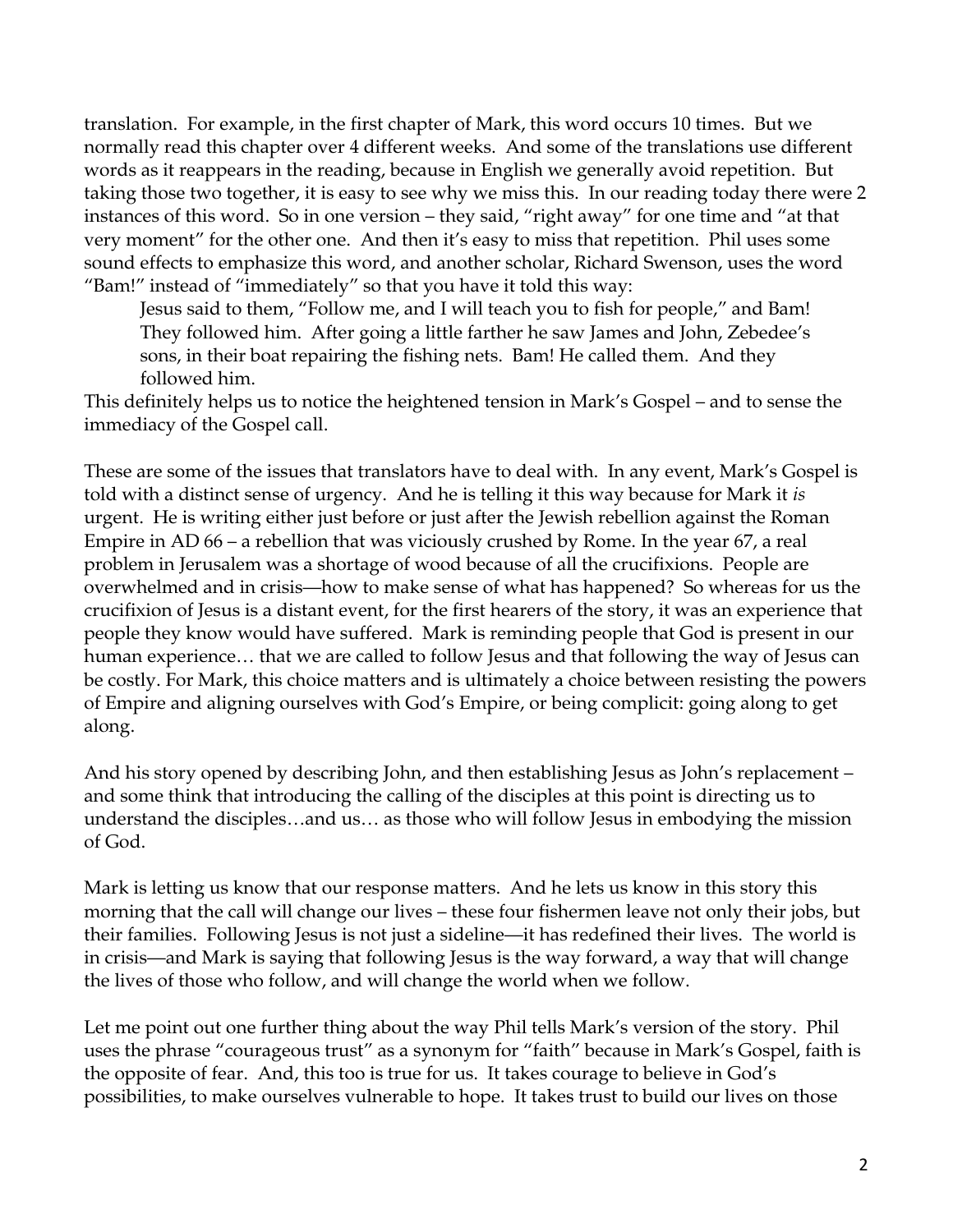translation. For example, in the first chapter of Mark, this word occurs 10 times. But we normally read this chapter over 4 different weeks. And some of the translations use different words as it reappears in the reading, because in English we generally avoid repetition. But taking those two together, it is easy to see why we miss this. In our reading today there were 2 instances of this word. So in one version – they said, "right away" for one time and "at that very moment" for the other one. And then it's easy to miss that repetition. Phil uses some sound effects to emphasize this word, and another scholar, Richard Swenson, uses the word "Bam!" instead of "immediately" so that you have it told this way:

> Jesus said to them, "Follow me, and I will teach you to fish for people," and Bam! They followed him. After going a little farther he saw James and John, Zebedee's sons, in their boat repairing the fishing nets. Bam! He called them. And they followed him.

This definitely helps us to notice the heightened tension in Mark's Gospel – and to sense the immediacy of the Gospel call.

These are some of the issues that translators have to deal with. In any event, Mark's Gospel is told with a distinct sense of urgency. And he is telling it this way because for Mark it *is* urgent. He is writing either just before or just after the Jewish rebellion against the Roman Empire in AD 66 – a rebellion that was viciously crushed by Rome. In the year 67, a real problem in Jerusalem was a shortage of wood because of all the crucifixions. People are overwhelmed and in crisis—how to make sense of what has happened? So whereas for us the crucifixion of Jesus is a distant event, for the first hearers of the story, it was an experience that people they know would have suffered. Mark is reminding people that God is present in our human experience… that we are called to follow Jesus and that following the way of Jesus can be costly. For Mark, this choice matters and is ultimately a choice between resisting the powers of Empire and aligning ourselves with God's Empire, or being complicit: going along to get along.

And his story opened by describing John, and then establishing Jesus as John's replacement – and some think that introducing the calling of the disciples at this point is directing us to understand the disciples…and us… as those who will follow Jesus in embodying the mission of God.

Mark is letting us know that our response matters. And he lets us know in this story this morning that the call will change our lives – these four fishermen leave not only their jobs, but their families. Following Jesus is not just a sideline—it has redefined their lives. The world is in crisis—and Mark is saying that following Jesus is the way forward, a way that will change the lives of those who follow, and will change the world when we follow.

Let me point out one further thing about the way Phil tells Mark's version of the story. Phil uses the phrase "courageous trust" as a synonym for "faith" because in Mark's Gospel, faith is the opposite of fear. And, this too is true for us. It takes courage to believe in God's possibilities, to make ourselves vulnerable to hope. It takes trust to build our lives on those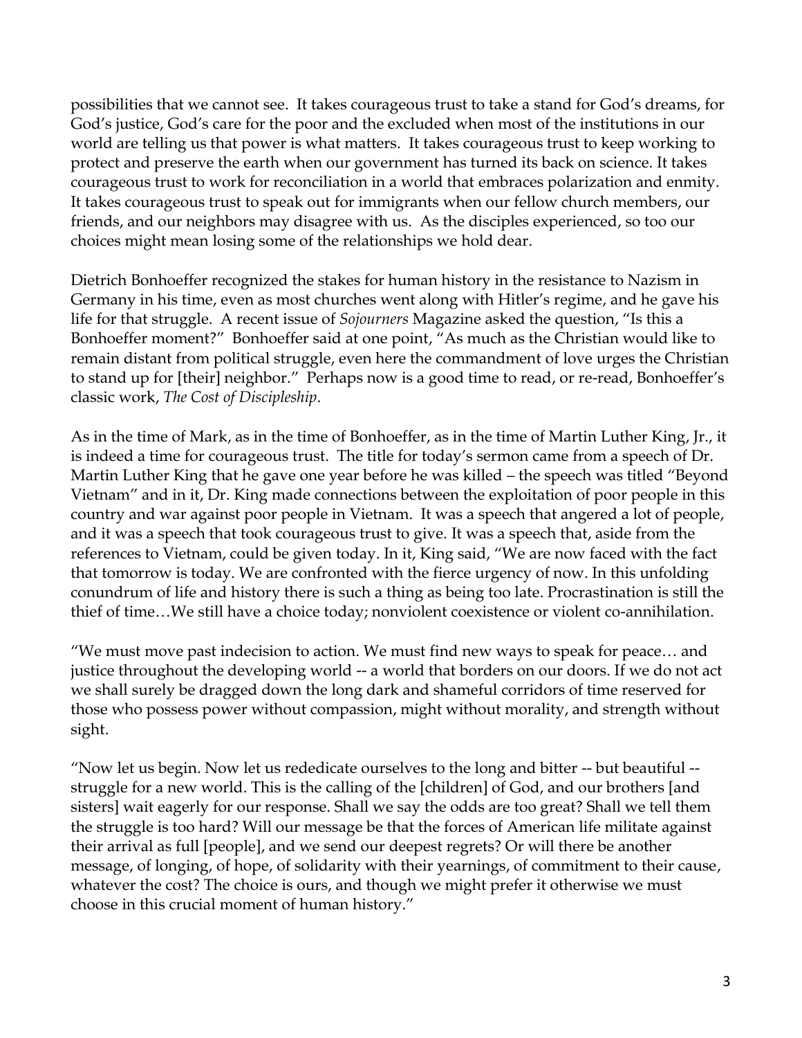possibilities that we cannot see. It takes courageous trust to take a stand for God's dreams, for God's justice, God's care for the poor and the excluded when most of the institutions in our world are telling us that power is what matters. It takes courageous trust to keep working to protect and preserve the earth when our government has turned its back on science. It takes courageous trust to work for reconciliation in a world that embraces polarization and enmity. It takes courageous trust to speak out for immigrants when our fellow church members, our friends, and our neighbors may disagree with us. As the disciples experienced, so too our choices might mean losing some of the relationships we hold dear.

Dietrich Bonhoeffer recognized the stakes for human history in the resistance to Nazism in Germany in his time, even as most churches went along with Hitler's regime, and he gave his life for that struggle. A recent issue of *Sojourners* Magazine asked the question, "Is this a Bonhoeffer moment?" Bonhoeffer said at one point, "As much as the Christian would like to remain distant from political struggle, even here the commandment of love urges the Christian to stand up for [their] neighbor." Perhaps now is a good time to read, or re-read, Bonhoeffer's classic work, *The Cost of Discipleship*.

As in the time of Mark, as in the time of Bonhoeffer, as in the time of Martin Luther King, Jr., it is indeed a time for courageous trust. The title for today's sermon came from a speech of Dr. Martin Luther King that he gave one year before he was killed – the speech was titled "Beyond Vietnam" and in it, Dr. King made connections between the exploitation of poor people in this country and war against poor people in Vietnam. It was a speech that angered a lot of people, and it was a speech that took courageous trust to give. It was a speech that, aside from the references to Vietnam, could be given today. In it, King said, "We are now faced with the fact that tomorrow is today. We are confronted with the fierce urgency of now. In this unfolding conundrum of life and history there is such a thing as being too late. Procrastination is still the thief of time…We still have a choice today; nonviolent coexistence or violent co-annihilation.

"We must move past indecision to action. We must find new ways to speak for peace… and justice throughout the developing world -- a world that borders on our doors. If we do not act we shall surely be dragged down the long dark and shameful corridors of time reserved for those who possess power without compassion, might without morality, and strength without sight.

"Now let us begin. Now let us rededicate ourselves to the long and bitter -- but beautiful -- struggle for a new world. This is the calling of the [children] of God, and our brothers [and sisters] wait eagerly for our response. Shall we say the odds are too great? Shall we tell them the struggle is too hard? Will our message be that the forces of American life militate against their arrival as full [people], and we send our deepest regrets? Or will there be another message, of longing, of hope, of solidarity with their yearnings, of commitment to their cause, whatever the cost? The choice is ours, and though we might prefer it otherwise we must choose in this crucial moment of human history."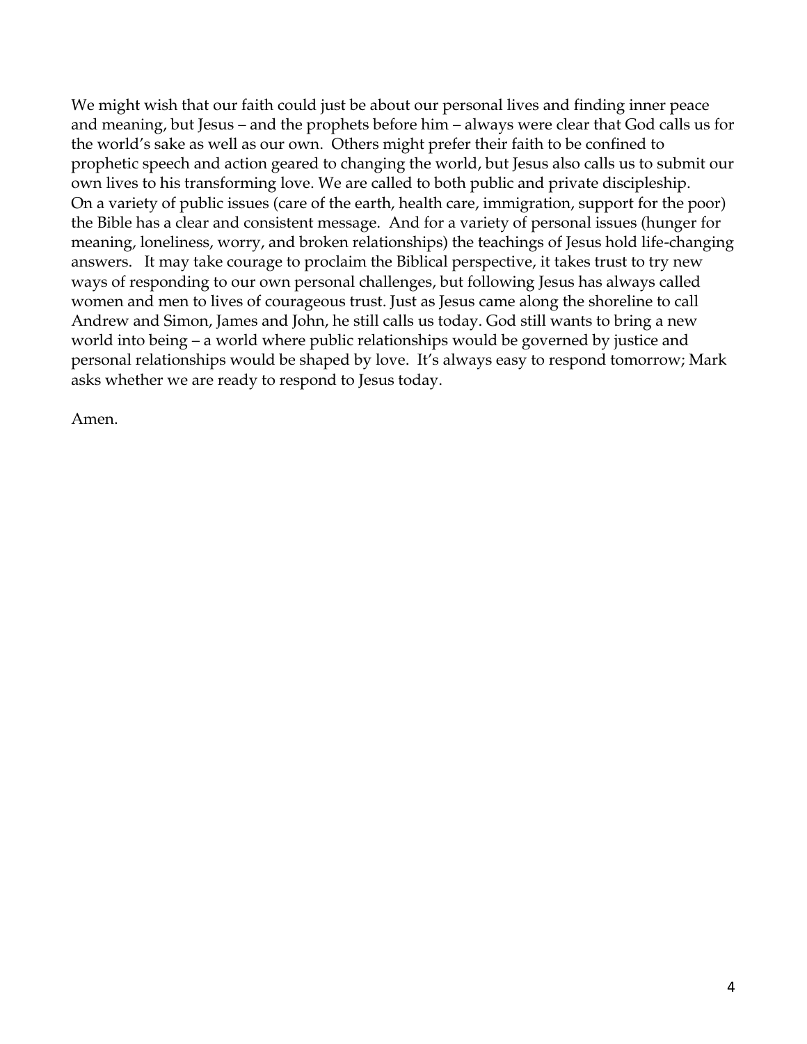We might wish that our faith could just be about our personal lives and finding inner peace and meaning, but Jesus – and the prophets before him – always were clear that God calls us for the world's sake as well as our own. Others might prefer their faith to be confined to prophetic speech and action geared to changing the world, but Jesus also calls us to submit our own lives to his transforming love. We are called to both public and private discipleship. On a variety of public issues (care of the earth, health care, immigration, support for the poor) the Bible has a clear and consistent message. And for a variety of personal issues (hunger for meaning, loneliness, worry, and broken relationships) the teachings of Jesus hold life-changing answers. It may take courage to proclaim the Biblical perspective, it takes trust to try new ways of responding to our own personal challenges, but following Jesus has always called women and men to lives of courageous trust. Just as Jesus came along the shoreline to call Andrew and Simon, James and John, he still calls us today. God still wants to bring a new world into being – a world where public relationships would be governed by justice and personal relationships would be shaped by love. It's always easy to respond tomorrow; Mark asks whether we are ready to respond to Jesus today.

Amen.